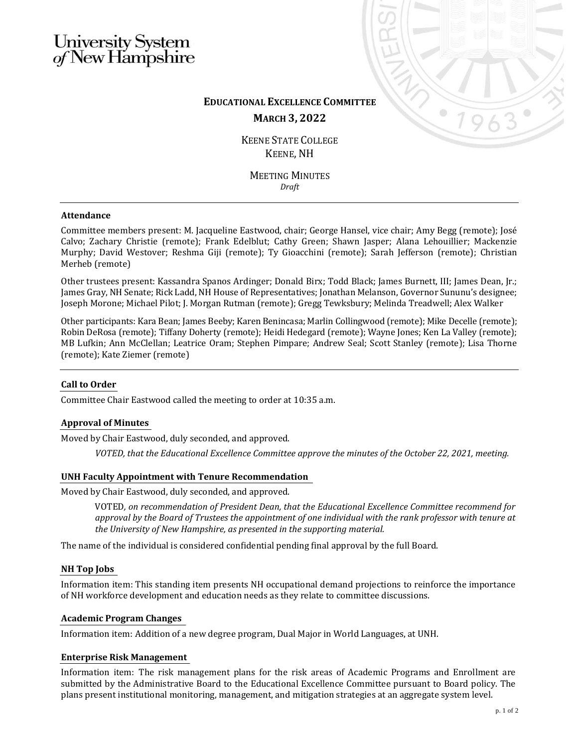University System of New Hampshire

# EDUCATIONAL EXCELLENCE COMMITTEE

## MARCH 3, 2022

KEENE STATE COLLEGE
KEENE, NH

MEETING MINUTES
*Draft*

---

**Attendance**

Committee members present: M. Jacqueline Eastwood, chair; George Hansel, vice chair; Amy Begg (remote); José Calvo; Zachary Christie (remote); Frank Edelblut; Cathy Green; Shawn Jasper; Alana Lehouillier; Mackenzie Murphy; David Westover; Reshma Giji (remote); Ty Gioacchini (remote); Sarah Jefferson (remote); Christian Merheb (remote)

Other trustees present: Kassandra Spanos Ardinger; Donald Birx; Todd Black; James Burnett, III; James Dean, Jr.; James Gray, NH Senate; Rick Ladd, NH House of Representatives; Jonathan Melanson, Governor Sununu's designee; Joseph Morone; Michael Pilot; J. Morgan Rutman (remote); Gregg Tewksbury; Melinda Treadwell; Alex Walker

Other participants: Kara Bean; James Beeby; Karen Benincasa; Marlin Collingwood (remote); Mike Decelle (remote); Robin DeRosa (remote); Tiffany Doherty (remote); Heidi Hedegard (remote); Wayne Jones; Ken La Valley (remote); MB Lufkin; Ann McClellan; Leatrice Oram; Stephen Pimpare; Andrew Seal; Scott Stanley (remote); Lisa Thorne (remote); Kate Ziemer (remote)

---

**Call to Order**

Committee Chair Eastwood called the meeting to order at 10:35 a.m.

**Approval of Minutes**

Moved by Chair Eastwood, duly seconded, and approved.

> *VOTED, that the Educational Excellence Committee approve the minutes of the October 22, 2021, meeting.*

**UNH Faculty Appointment with Tenure Recommendation**

Moved by Chair Eastwood, duly seconded, and approved.

> VOTED*, on recommendation of President Dean, that the Educational Excellence Committee recommend for approval by the Board of Trustees the appointment of one individual with the rank professor with tenure at the University of New Hampshire, as presented in the supporting material.*

The name of the individual is considered confidential pending final approval by the full Board.

**NH Top Jobs**

Information item: This standing item presents NH occupational demand projections to reinforce the importance of NH workforce development and education needs as they relate to committee discussions.

**Academic Program Changes**

Information item: Addition of a new degree program, Dual Major in World Languages, at UNH.

**Enterprise Risk Management**

Information item: The risk management plans for the risk areas of Academic Programs and Enrollment are submitted by the Administrative Board to the Educational Excellence Committee pursuant to Board policy. The plans present institutional monitoring, management, and mitigation strategies at an aggregate system level.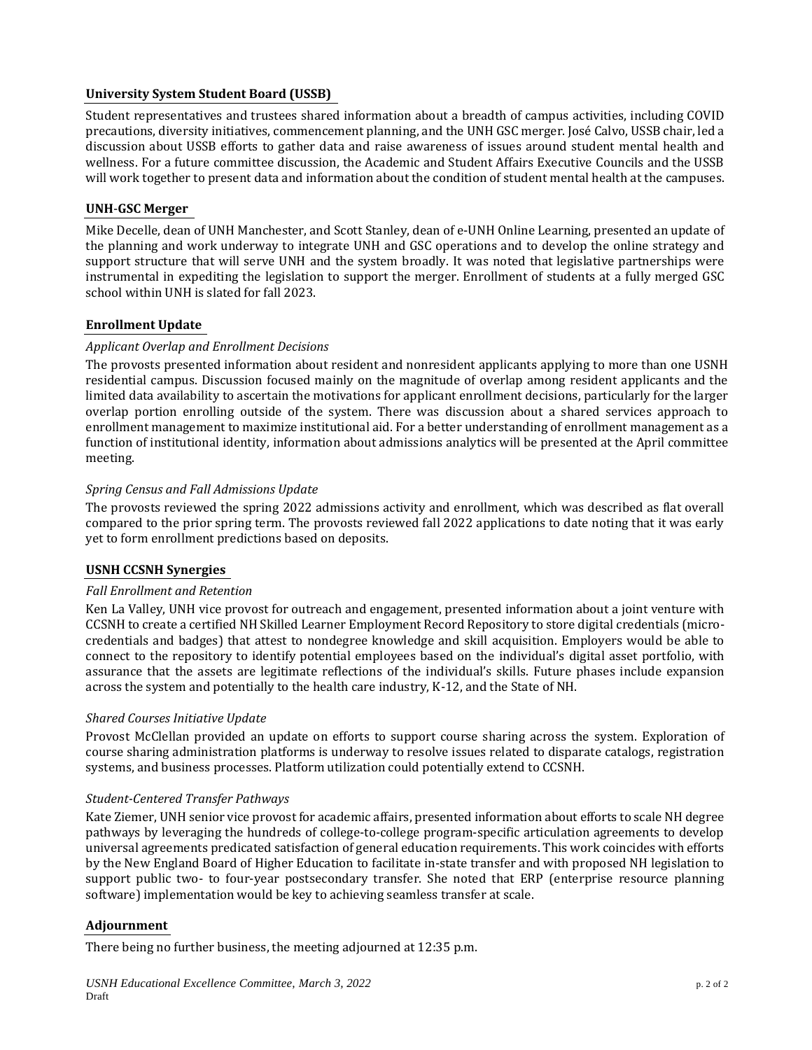## University System Student Board (USSB)

Student representatives and trustees shared information about a breadth of campus activities, including COVID precautions, diversity initiatives, commencement planning, and the UNH GSC merger. José Calvo, USSB chair, led a discussion about USSB efforts to gather data and raise awareness of issues around student mental health and wellness. For a future committee discussion, the Academic and Student Affairs Executive Councils and the USSB will work together to present data and information about the condition of student mental health at the campuses.

## UNH-GSC Merger

Mike Decelle, dean of UNH Manchester, and Scott Stanley, dean of e-UNH Online Learning, presented an update of the planning and work underway to integrate UNH and GSC operations and to develop the online strategy and support structure that will serve UNH and the system broadly. It was noted that legislative partnerships were instrumental in expediting the legislation to support the merger. Enrollment of students at a fully merged GSC school within UNH is slated for fall 2023.

## Enrollment Update

*Applicant Overlap and Enrollment Decisions*

The provosts presented information about resident and nonresident applicants applying to more than one USNH residential campus. Discussion focused mainly on the magnitude of overlap among resident applicants and the limited data availability to ascertain the motivations for applicant enrollment decisions, particularly for the larger overlap portion enrolling outside of the system. There was discussion about a shared services approach to enrollment management to maximize institutional aid. For a better understanding of enrollment management as a function of institutional identity, information about admissions analytics will be presented at the April committee meeting.

*Spring Census and Fall Admissions Update*

The provosts reviewed the spring 2022 admissions activity and enrollment, which was described as flat overall compared to the prior spring term. The provosts reviewed fall 2022 applications to date noting that it was early yet to form enrollment predictions based on deposits.

## USNH CCSNH Synergies

*Fall Enrollment and Retention*

Ken La Valley, UNH vice provost for outreach and engagement, presented information about a joint venture with CCSNH to create a certified NH Skilled Learner Employment Record Repository to store digital credentials (micro-credentials and badges) that attest to nondegree knowledge and skill acquisition. Employers would be able to connect to the repository to identify potential employees based on the individual's digital asset portfolio, with assurance that the assets are legitimate reflections of the individual's skills. Future phases include expansion across the system and potentially to the health care industry, K-12, and the State of NH.

*Shared Courses Initiative Update*

Provost McClellan provided an update on efforts to support course sharing across the system. Exploration of course sharing administration platforms is underway to resolve issues related to disparate catalogs, registration systems, and business processes. Platform utilization could potentially extend to CCSNH.

*Student-Centered Transfer Pathways*

Kate Ziemer, UNH senior vice provost for academic affairs, presented information about efforts to scale NH degree pathways by leveraging the hundreds of college-to-college program-specific articulation agreements to develop universal agreements predicated satisfaction of general education requirements. This work coincides with efforts by the New England Board of Higher Education to facilitate in-state transfer and with proposed NH legislation to support public two- to four-year postsecondary transfer. She noted that ERP (enterprise resource planning software) implementation would be key to achieving seamless transfer at scale.

## Adjournment

There being no further business, the meeting adjourned at 12:35 p.m.